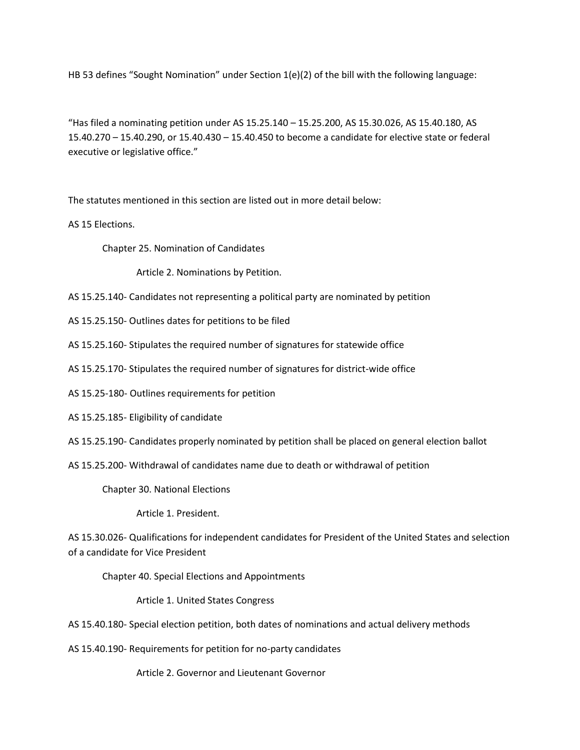HB 53 defines "Sought Nomination" under Section 1(e)(2) of the bill with the following language:

"Has filed a nominating petition under AS 15.25.140 – 15.25.200, AS 15.30.026, AS 15.40.180, AS 15.40.270 – 15.40.290, or 15.40.430 – 15.40.450 to become a candidate for elective state or federal executive or legislative office."

The statutes mentioned in this section are listed out in more detail below:

AS 15 Elections.

Chapter 25. Nomination of Candidates

Article 2. Nominations by Petition.

AS 15.25.140- Candidates not representing a political party are nominated by petition

AS 15.25.150- Outlines dates for petitions to be filed

AS 15.25.160- Stipulates the required number of signatures for statewide office

AS 15.25.170- Stipulates the required number of signatures for district-wide office

AS 15.25-180- Outlines requirements for petition

AS 15.25.185- Eligibility of candidate

AS 15.25.190- Candidates properly nominated by petition shall be placed on general election ballot

AS 15.25.200- Withdrawal of candidates name due to death or withdrawal of petition

Chapter 30. National Elections

Article 1. President.

AS 15.30.026- Qualifications for independent candidates for President of the United States and selection of a candidate for Vice President

Chapter 40. Special Elections and Appointments

Article 1. United States Congress

AS 15.40.180- Special election petition, both dates of nominations and actual delivery methods

AS 15.40.190- Requirements for petition for no-party candidates

Article 2. Governor and Lieutenant Governor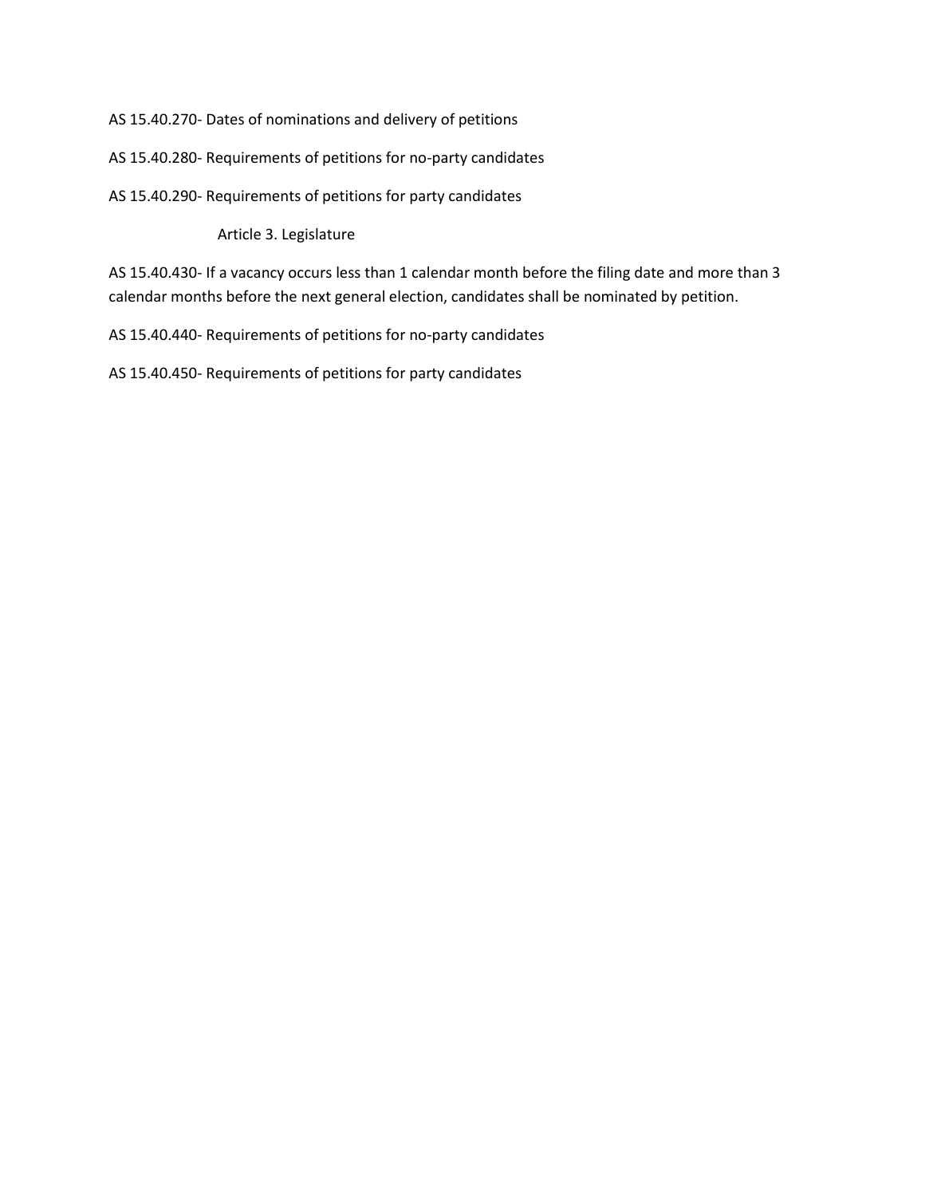AS 15.40.270- Dates of nominations and delivery of petitions

AS 15.40.280- Requirements of petitions for no-party candidates

AS 15.40.290- Requirements of petitions for party candidates

Article 3. Legislature

AS 15.40.430- If a vacancy occurs less than 1 calendar month before the filing date and more than 3 calendar months before the next general election, candidates shall be nominated by petition.

AS 15.40.440- Requirements of petitions for no-party candidates

AS 15.40.450- Requirements of petitions for party candidates